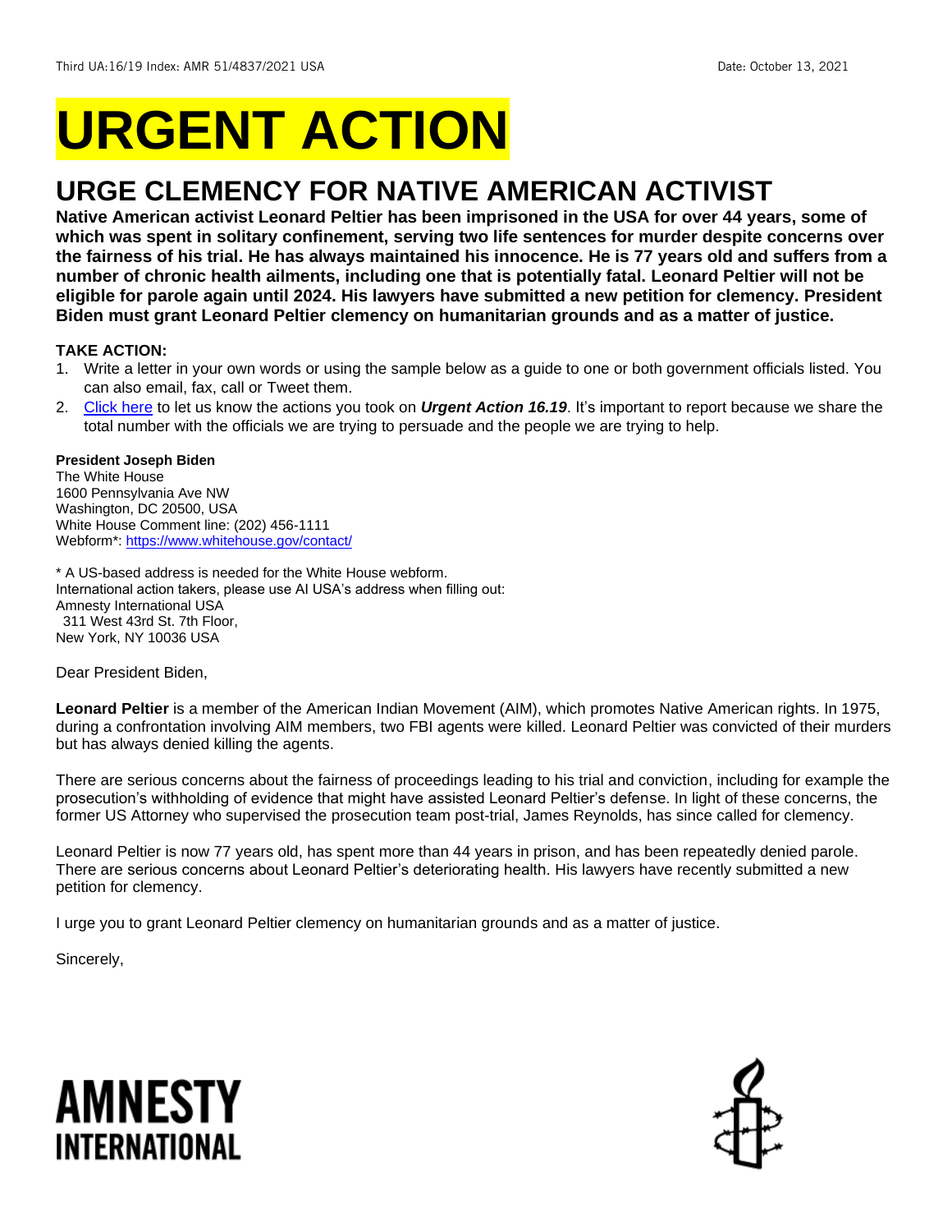Third UA:16/19 Index: AMR 51/4837/2021 USA

Date: October 13, 2021

# URGENT ACTION

## URGE CLEMENCY FOR NATIVE AMERICAN ACTIVIST

**Native American activist Leonard Peltier has been imprisoned in the USA for over 44 years, some of which was spent in solitary confinement, serving two life sentences for murder despite concerns over the fairness of his trial. He has always maintained his innocence. He is 77 years old and suffers from a number of chronic health ailments, including one that is potentially fatal. Leonard Peltier will not be eligible for parole again until 2024. His lawyers have submitted a new petition for clemency. President Biden must grant Leonard Peltier clemency on humanitarian grounds and as a matter of justice.**

**TAKE ACTION:**

1. Write a letter in your own words or using the sample below as a guide to one or both government officials listed. You can also email, fax, call or Tweet them.
2. Click here to let us know the actions you took on ***Urgent Action 16.19***. It's important to report because we share the total number with the officials we are trying to persuade and the people we are trying to help.

**President Joseph Biden**
The White House
1600 Pennsylvania Ave NW
Washington, DC 20500, USA
White House Comment line: (202) 456-1111
Webform*: https://www.whitehouse.gov/contact/

* A US-based address is needed for the White House webform.
International action takers, please use AI USA's address when filling out:
Amnesty International USA
311 West 43rd St. 7th Floor,
New York, NY 10036 USA

Dear President Biden,

**Leonard Peltier** is a member of the American Indian Movement (AIM), which promotes Native American rights. In 1975, during a confrontation involving AIM members, two FBI agents were killed. Leonard Peltier was convicted of their murders but has always denied killing the agents.

There are serious concerns about the fairness of proceedings leading to his trial and conviction, including for example the prosecution's withholding of evidence that might have assisted Leonard Peltier's defense. In light of these concerns, the former US Attorney who supervised the prosecution team post-trial, James Reynolds, has since called for clemency.

Leonard Peltier is now 77 years old, has spent more than 44 years in prison, and has been repeatedly denied parole. There are serious concerns about Leonard Peltier's deteriorating health. His lawyers have recently submitted a new petition for clemency.

I urge you to grant Leonard Peltier clemency on humanitarian grounds and as a matter of justice.

Sincerely,

AMNESTY INTERNATIONAL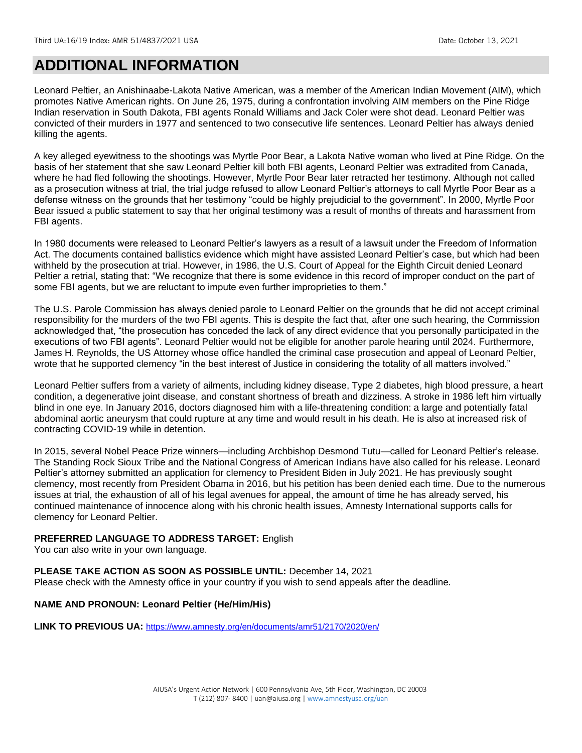# ADDITIONAL INFORMATION

Leonard Peltier, an Anishinaabe-Lakota Native American, was a member of the American Indian Movement (AIM), which promotes Native American rights. On June 26, 1975, during a confrontation involving AIM members on the Pine Ridge Indian reservation in South Dakota, FBI agents Ronald Williams and Jack Coler were shot dead. Leonard Peltier was convicted of their murders in 1977 and sentenced to two consecutive life sentences. Leonard Peltier has always denied killing the agents.

A key alleged eyewitness to the shootings was Myrtle Poor Bear, a Lakota Native woman who lived at Pine Ridge. On the basis of her statement that she saw Leonard Peltier kill both FBI agents, Leonard Peltier was extradited from Canada, where he had fled following the shootings. However, Myrtle Poor Bear later retracted her testimony. Although not called as a prosecution witness at trial, the trial judge refused to allow Leonard Peltier's attorneys to call Myrtle Poor Bear as a defense witness on the grounds that her testimony "could be highly prejudicial to the government". In 2000, Myrtle Poor Bear issued a public statement to say that her original testimony was a result of months of threats and harassment from FBI agents.

In 1980 documents were released to Leonard Peltier's lawyers as a result of a lawsuit under the Freedom of Information Act. The documents contained ballistics evidence which might have assisted Leonard Peltier's case, but which had been withheld by the prosecution at trial. However, in 1986, the U.S. Court of Appeal for the Eighth Circuit denied Leonard Peltier a retrial, stating that: "We recognize that there is some evidence in this record of improper conduct on the part of some FBI agents, but we are reluctant to impute even further improprieties to them."

The U.S. Parole Commission has always denied parole to Leonard Peltier on the grounds that he did not accept criminal responsibility for the murders of the two FBI agents. This is despite the fact that, after one such hearing, the Commission acknowledged that, "the prosecution has conceded the lack of any direct evidence that you personally participated in the executions of two FBI agents". Leonard Peltier would not be eligible for another parole hearing until 2024. Furthermore, James H. Reynolds, the US Attorney whose office handled the criminal case prosecution and appeal of Leonard Peltier, wrote that he supported clemency "in the best interest of Justice in considering the totality of all matters involved."

Leonard Peltier suffers from a variety of ailments, including kidney disease, Type 2 diabetes, high blood pressure, a heart condition, a degenerative joint disease, and constant shortness of breath and dizziness. A stroke in 1986 left him virtually blind in one eye. In January 2016, doctors diagnosed him with a life-threatening condition: a large and potentially fatal abdominal aortic aneurysm that could rupture at any time and would result in his death. He is also at increased risk of contracting COVID-19 while in detention.

In 2015, several Nobel Peace Prize winners—including Archbishop Desmond Tutu—called for Leonard Peltier's release. The Standing Rock Sioux Tribe and the National Congress of American Indians have also called for his release. Leonard Peltier's attorney submitted an application for clemency to President Biden in July 2021. He has previously sought clemency, most recently from President Obama in 2016, but his petition has been denied each time. Due to the numerous issues at trial, the exhaustion of all of his legal avenues for appeal, the amount of time he has already served, his continued maintenance of innocence along with his chronic health issues, Amnesty International supports calls for clemency for Leonard Peltier.

**PREFERRED LANGUAGE TO ADDRESS TARGET:** English
You can also write in your own language.

**PLEASE TAKE ACTION AS SOON AS POSSIBLE UNTIL:** December 14, 2021
Please check with the Amnesty office in your country if you wish to send appeals after the deadline.

**NAME AND PRONOUN: Leonard Peltier (He/Him/His)**

**LINK TO PREVIOUS UA:** https://www.amnesty.org/en/documents/amr51/2170/2020/en/